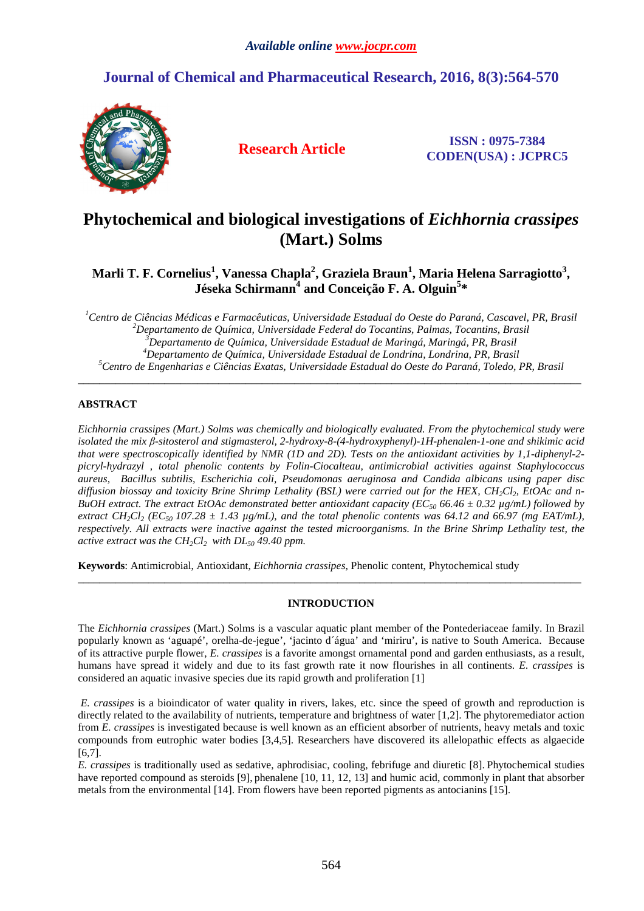Available online www.jocpr.com

# Journal of Chemical and Pharmaceutical Research, 2016, 8(3):564-570

**Research Article**

**ISSN : 0975-7384**
**CODEN(USA) : JCPRC5**

# Phytochemical and biological investigations of *Eichhornia crassipes* (Mart.) Solms

**Marli T. F. Cornelius[1], Vanessa Chapla[2], Graziela Braun[1], Maria Helena Sarragiotto[3], Jéseka Schirmann[4] and Conceição F. A. Olguin[5]***

[1]*Centro de Ciências Médicas e Farmacêuticas, Universidade Estadual do Oeste do Paraná, Cascavel, PR, Brasil*
[2]*Departamento de Química, Universidade Federal do Tocantins, Palmas, Tocantins, Brasil*
[3]*Departamento de Química, Universidade Estadual de Maringá, Maringá, PR, Brasil*
[4]*Departamento de Química, Universidade Estadual de Londrina, Londrina, PR, Brasil*
[5]*Centro de Engenharias e Ciências Exatas, Universidade Estadual do Oeste do Paraná, Toledo, PR, Brasil*

---

## ABSTRACT

*Eichhornia crassipes (Mart.) Solms was chemically and biologically evaluated. From the phytochemical study were isolated the mix β-sitosterol and stigmasterol, 2-hydroxy-8-(4-hydroxyphenyl)-1H-phenalen-1-one and shikimic acid that were spectroscopically identified by NMR (1D and 2D). Tests on the antioxidant activities by 1,1-diphenyl-2-picryl-hydrazyl , total phenolic contents by Folin-Ciocalteau, antimicrobial activities against Staphylococcus aureus, Bacillus subtilis, Escherichia coli, Pseudomonas aeruginosa and Candida albicans using paper disc diffusion biossay and toxicity Brine Shrimp Lethality (BSL) were carried out for the HEX, $CH_2Cl_2$, EtOAc and n-BuOH extract. The extract EtOAc demonstrated better antioxidant capacity ($EC_{50}$ 66.46 ± 0.32 µg/mL) followed by extract $CH_2Cl_2$ ($EC_{50}$ 107.28 ± 1.43 µg/mL), and the total phenolic contents was 64.12 and 66.97 (mg EAT/mL), respectively. All extracts were inactive against the tested microorganisms. In the Brine Shrimp Lethality test, the active extract was the $CH_2Cl_2$ with $DL_{50}$ 49.40 ppm.*

**Keywords**: Antimicrobial, Antioxidant, *Eichhornia crassipes*, Phenolic content, Phytochemical study

---

## INTRODUCTION

The *Eichhornia crassipes* (Mart.) Solms is a vascular aquatic plant member of the Pontederiaceae family. In Brazil popularly known as 'aguapé', orelha-de-jegue', 'jacinto d´água' and 'miriru', is native to South America. Because of its attractive purple flower, *E. crassipes* is a favorite amongst ornamental pond and garden enthusiasts, as a result, humans have spread it widely and due to its fast growth rate it now flourishes in all continents. *E. crassipes* is considered an aquatic invasive species due its rapid growth and proliferation [1]

*E. crassipes* is a bioindicator of water quality in rivers, lakes, etc. since the speed of growth and reproduction is directly related to the availability of nutrients, temperature and brightness of water [1,2]. The phytoremediator action from *E. crassipes* is investigated because is well known as an efficient absorber of nutrients, heavy metals and toxic compounds from eutrophic water bodies [3,4,5]. Researchers have discovered its allelopathic effects as algaecide [6,7].
*E. crassipes* is traditionally used as sedative, aphrodisiac, cooling, febrifuge and diuretic [8]. Phytochemical studies have reported compound as steroids [9], phenalene [10, 11, 12, 13] and humic acid, commonly in plant that absorber metals from the environmental [14]. From flowers have been reported pigments as antocianins [15].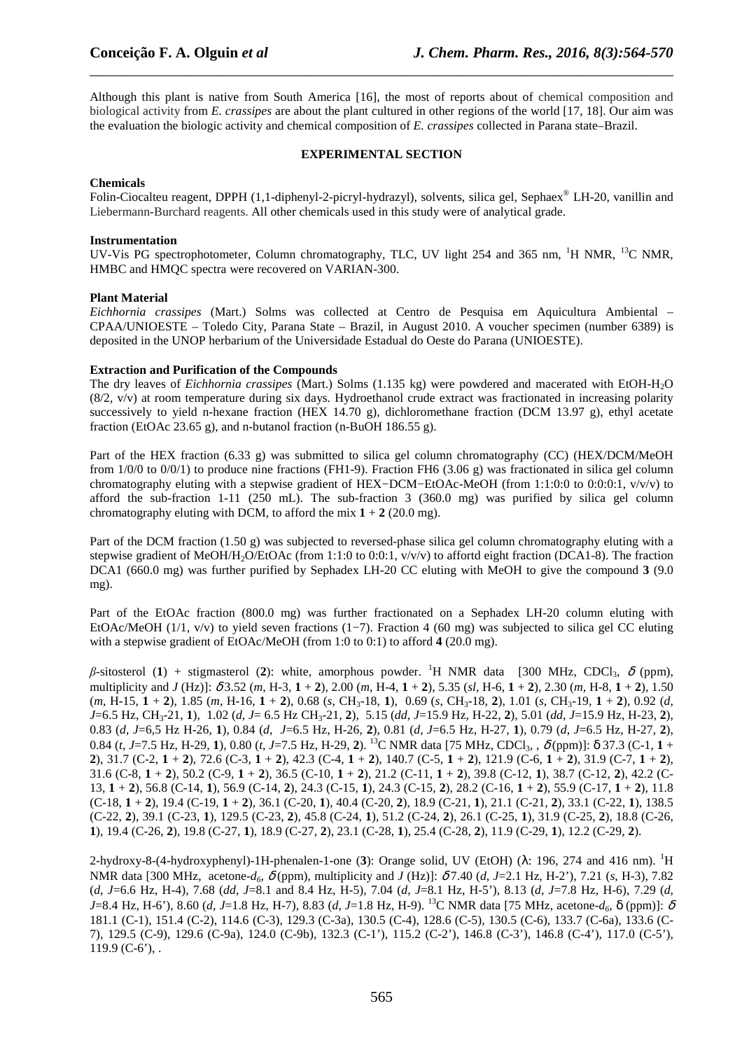Although this plant is native from South America [16], the most of reports about of chemical composition and biological activity from *E. crassipes* are about the plant cultured in other regions of the world [17, 18]. Our aim was the evaluation the biologic activity and chemical composition of *E. crassipes* collected in Parana state–Brazil.

## EXPERIMENTAL SECTION

### Chemicals

Folin-Ciocalteu reagent, DPPH (1,1-diphenyl-2-picryl-hydrazyl), solvents, silica gel, Sephaex® LH-20, vanillin and Liebermann-Burchard reagents. All other chemicals used in this study were of analytical grade.

### Instrumentation

UV-Vis PG spectrophotometer, Column chromatography, TLC, UV light 254 and 365 nm, $^{1}$H NMR, $^{13}$C NMR, HMBC and HMQC spectra were recovered on VARIAN-300.

### Plant Material

*Eichhornia crassipes* (Mart.) Solms was collected at Centro de Pesquisa em Aquicultura Ambiental – CPAA/UNIOESTE – Toledo City, Parana State – Brazil, in August 2010. A voucher specimen (number 6389) is deposited in the UNOP herbarium of the Universidade Estadual do Oeste do Parana (UNIOESTE).

### Extraction and Purification of the Compounds

The dry leaves of *Eichhornia crassipes* (Mart.) Solms (1.135 kg) were powdered and macerated with EtOH-$H_2O$ (8/2, v/v) at room temperature during six days. Hydroethanol crude extract was fractionated in increasing polarity successively to yield n-hexane fraction (HEX 14.70 g), dichloromethane fraction (DCM 13.97 g), ethyl acetate fraction (EtOAc 23.65 g), and n-butanol fraction (n-BuOH 186.55 g).

Part of the HEX fraction (6.33 g) was submitted to silica gel column chromatography (CC) (HEX/DCM/MeOH from 1/0/0 to 0/0/1) to produce nine fractions (FH1-9). Fraction FH6 (3.06 g) was fractionated in silica gel column chromatography eluting with a stepwise gradient of HEX−DCM−EtOAc-MeOH (from 1:1:0:0 to 0:0:0:1, v/v/v) to afford the sub-fraction 1-11 (250 mL). The sub-fraction 3 (360.0 mg) was purified by silica gel column chromatography eluting with DCM, to afford the mix **1** + **2** (20.0 mg).

Part of the DCM fraction (1.50 g) was subjected to reversed-phase silica gel column chromatography eluting with a stepwise gradient of MeOH/$H_2O$/EtOAc (from 1:1:0 to 0:0:1, v/v/v) to affortd eight fraction (DCA1-8). The fraction DCA1 (660.0 mg) was further purified by Sephadex LH-20 CC eluting with MeOH to give the compound **3** (9.0 mg).

Part of the EtOAc fraction (800.0 mg) was further fractionated on a Sephadex LH-20 column eluting with EtOAc/MeOH (1/1, v/v) to yield seven fractions (1−7). Fraction 4 (60 mg) was subjected to silica gel CC eluting with a stepwise gradient of EtOAc/MeOH (from 1:0 to 0:1) to afford **4** (20.0 mg).

*β*-sitosterol (**1**) + stigmasterol (**2**): white, amorphous powder. $^{1}$H NMR data [300 MHz, $CDCl_3$, $\delta$ (ppm), multiplicity and *J* (Hz)]: $\delta$ 3.52 (*m*, H-3, **1** + **2**), 2.00 (*m*, H-4, **1** + **2**), 5.35 (*sl*, H-6, **1** + **2**), 2.30 (*m*, H-8, **1** + **2**), 1.50 (*m*, H-15, **1** + **2**), 1.85 (*m*, H-16, **1** + **2**), 0.68 (*s*, $CH_3$-18, **1**), 0.69 (*s*, $CH_3$-18, **2**), 1.01 (*s*, $CH_3$-19, **1** + **2**), 0.92 (*d*, *J*=6.5 Hz, $CH_3$-21, **1**), 1.02 (*d*, *J*= 6.5 Hz $CH_3$-21, **2**), 5.15 (*dd*, *J*=15.9 Hz, H-22, **2**), 5.01 (*dd*, *J*=15.9 Hz, H-23, **2**), 0.83 (*d*, *J*=6,5 Hz H-26, **1**), 0.84 (*d*, *J*=6.5 Hz, H-26, **2**), 0.81 (*d*, *J*=6.5 Hz, H-27, **1**), 0.79 (*d*, *J*=6.5 Hz, H-27, **2**), 0.84 (*t*, *J*=7.5 Hz, H-29, **1**), 0.80 (*t*, *J*=7.5 Hz, H-29, **2**). $^{13}$C NMR data [75 MHz, $CDCl_3$, , $\delta$(ppm)]: δ 37.3 (C-1, **1** + **2**), 31.7 (C-2, **1** + **2**), 72.6 (C-3, **1** + **2**), 42.3 (C-4, **1** + **2**), 140.7 (C-5, **1** + **2**), 121.9 (C-6, **1** + **2**), 31.9 (C-7, **1** + **2**), 31.6 (C-8, **1** + **2**), 50.2 (C-9, **1** + **2**), 36.5 (C-10, **1** + **2**), 21.2 (C-11, **1** + **2**), 39.8 (C-12, **1**), 38.7 (C-12, **2**), 42.2 (C-13, **1** + **2**), 56.8 (C-14, **1**), 56.9 (C-14, **2**), 24.3 (C-15, **1**), 24.3 (C-15, **2**), 28.2 (C-16, **1** + **2**), 55.9 (C-17, **1** + **2**), 11.8 (C-18, **1** + **2**), 19.4 (C-19, **1** + **2**), 36.1 (C-20, **1**), 40.4 (C-20, **2**), 18.9 (C-21, **1**), 21.1 (C-21, **2**), 33.1 (C-22, **1**), 138.5 (C-22, **2**), 39.1 (C-23, **1**), 129.5 (C-23, **2**), 45.8 (C-24, **1**), 51.2 (C-24, **2**), 26.1 (C-25, **1**), 31.9 (C-25, **2**), 18.8 (C-26, **1**), 19.4 (C-26, **2**), 19.8 (C-27, **1**), 18.9 (C-27, **2**), 23.1 (C-28, **1**), 25.4 (C-28, **2**), 11.9 (C-29, **1**), 12.2 (C-29, **2**).

2-hydroxy-8-(4-hydroxyphenyl)-1H-phenalen-1-one (**3**): Orange solid, UV (EtOH) (λ: 196, 274 and 416 nm). $^{1}$H NMR data [300 MHz, acetone-$d_6$, $\delta$ (ppm), multiplicity and *J* (Hz)]: $\delta$ 7.40 (*d*, *J*=2.1 Hz, H-2'), 7.21 (*s*, H-3), 7.82 (*d*, *J*=6.6 Hz, H-4), 7.68 (*dd*, *J*=8.1 and 8.4 Hz, H-5), 7.04 (*d*, *J*=8.1 Hz, H-5'), 8.13 (*d*, *J*=7.8 Hz, H-6), 7.29 (*d*, *J*=8.4 Hz, H-6'), 8.60 (*d*, *J*=1.8 Hz, H-7), 8.83 (*d*, *J*=1.8 Hz, H-9). $^{13}$C NMR data [75 MHz, acetone-$d_6$, δ (ppm)]: $\delta$ 181.1 (C-1), 151.4 (C-2), 114.6 (C-3), 129.3 (C-3a), 130.5 (C-4), 128.6 (C-5), 130.5 (C-6), 133.7 (C-6a), 133.6 (C-7), 129.5 (C-9), 129.6 (C-9a), 124.0 (C-9b), 132.3 (C-1'), 115.2 (C-2'), 146.8 (C-3'), 146.8 (C-4'), 117.0 (C-5'), 119.9 (C-6'), .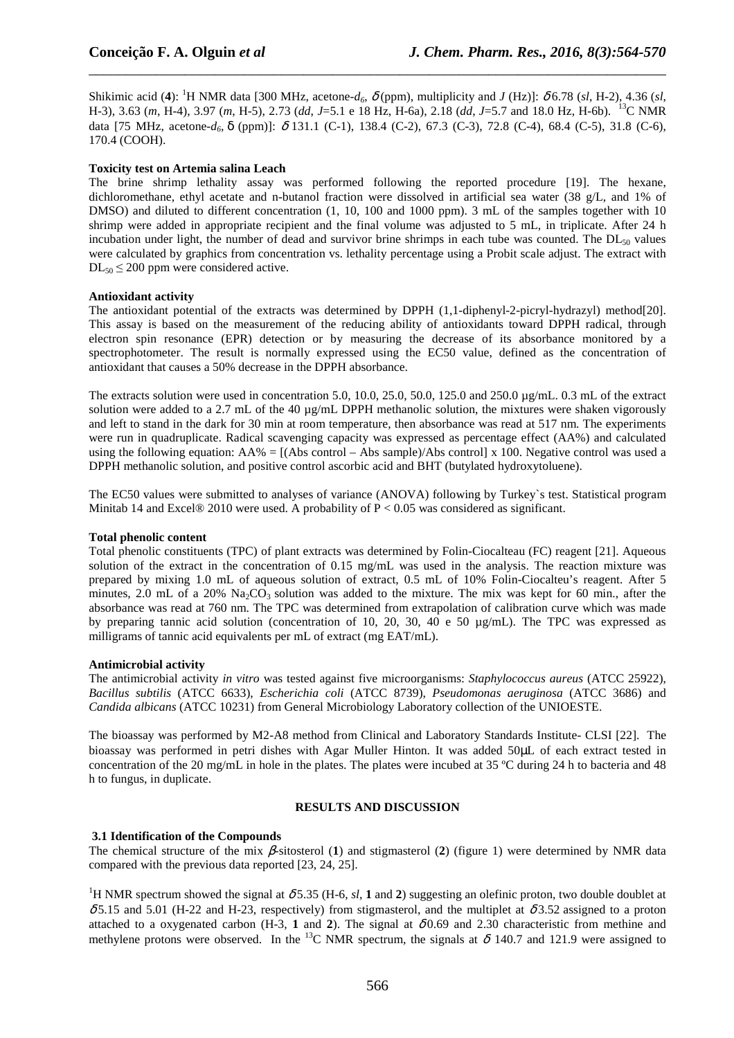Shikimic acid (**4**): $^{1}$H NMR data [300 MHz, acetone-$d_6$, $\delta$ (ppm), multiplicity and *J* (Hz)]: $\delta$ 6.78 (*sl*, H-2), 4.36 (*sl*, H-3), 3.63 (*m*, H-4), 3.97 (*m*, H-5), 2.73 (*dd*, *J*=5.1 e 18 Hz, H-6a), 2.18 (*dd*, *J*=5.7 and 18.0 Hz, H-6b). $^{13}$C NMR data [75 MHz, acetone-$d_6$, δ (ppm)]: $\delta$ 131.1 (C-1), 138.4 (C-2), 67.3 (C-3), 72.8 (C-4), 68.4 (C-5), 31.8 (C-6), 170.4 (COOH).

**Toxicity test on Artemia salina Leach**

The brine shrimp lethality assay was performed following the reported procedure [19]. The hexane, dichloromethane, ethyl acetate and n-butanol fraction were dissolved in artificial sea water (38 g/L, and 1% of DMSO) and diluted to different concentration (1, 10, 100 and 1000 ppm). 3 mL of the samples together with 10 shrimp were added in appropriate recipient and the final volume was adjusted to 5 mL, in triplicate. After 24 h incubation under light, the number of dead and survivor brine shrimps in each tube was counted. The $DL_{50}$ values were calculated by graphics from concentration vs. lethality percentage using a Probit scale adjust. The extract with $DL_{50} \leq 200$ ppm were considered active.

**Antioxidant activity**

The antioxidant potential of the extracts was determined by DPPH (1,1-diphenyl-2-picryl-hydrazyl) method[20]. This assay is based on the measurement of the reducing ability of antioxidants toward DPPH radical, through electron spin resonance (EPR) detection or by measuring the decrease of its absorbance monitored by a spectrophotometer. The result is normally expressed using the EC50 value, defined as the concentration of antioxidant that causes a 50% decrease in the DPPH absorbance.

The extracts solution were used in concentration 5.0, 10.0, 25.0, 50.0, 125.0 and 250.0 µg/mL. 0.3 mL of the extract solution were added to a 2.7 mL of the 40 µg/mL DPPH methanolic solution, the mixtures were shaken vigorously and left to stand in the dark for 30 min at room temperature, then absorbance was read at 517 nm. The experiments were run in quadruplicate. Radical scavenging capacity was expressed as percentage effect (AA%) and calculated using the following equation: AA% = [(Abs control – Abs sample)/Abs control] x 100. Negative control was used a DPPH methanolic solution, and positive control ascorbic acid and BHT (butylated hydroxytoluene).

The EC50 values were submitted to analyses of variance (ANOVA) following by Turkey`s test. Statistical program Minitab 14 and Excel® 2010 were used. A probability of $P < 0.05$ was considered as significant.

**Total phenolic content**

Total phenolic constituents (TPC) of plant extracts was determined by Folin-Ciocalteau (FC) reagent [21]. Aqueous solution of the extract in the concentration of 0.15 mg/mL was used in the analysis. The reaction mixture was prepared by mixing 1.0 mL of aqueous solution of extract, 0.5 mL of 10% Folin-Ciocalteu's reagent. After 5 minutes, 2.0 mL of a 20% $Na_2CO_3$ solution was added to the mixture. The mix was kept for 60 min., after the absorbance was read at 760 nm. The TPC was determined from extrapolation of calibration curve which was made by preparing tannic acid solution (concentration of 10, 20, 30, 40 e 50 µg/mL). The TPC was expressed as milligrams of tannic acid equivalents per mL of extract (mg EAT/mL).

**Antimicrobial activity**

The antimicrobial activity *in vitro* was tested against five microorganisms: *Staphylococcus aureus* (ATCC 25922), *Bacillus subtilis* (ATCC 6633), *Escherichia coli* (ATCC 8739), *Pseudomonas aeruginosa* (ATCC 3686) and *Candida albicans* (ATCC 10231) from General Microbiology Laboratory collection of the UNIOESTE.

The bioassay was performed by M2-A8 method from Clinical and Laboratory Standards Institute- CLSI [22]. The bioassay was performed in petri dishes with Agar Muller Hinton. It was added 50µL of each extract tested in concentration of the 20 mg/mL in hole in the plates. The plates were incubed at 35 ºC during 24 h to bacteria and 48 h to fungus, in duplicate.

## RESULTS AND DISCUSSION

### 3.1 Identification of the Compounds

The chemical structure of the mix $\beta$-sitosterol (**1**) and stigmasterol (**2**) (figure 1) were determined by NMR data compared with the previous data reported [23, 24, 25].

$^{1}$H NMR spectrum showed the signal at $\delta$ 5.35 (H-6, *sl*, **1** and **2**) suggesting an olefinic proton, two double doublet at $\delta$ 5.15 and 5.01 (H-22 and H-23, respectively) from stigmasterol, and the multiplet at $\delta$ 3.52 assigned to a proton attached to a oxygenated carbon (H-3, **1** and **2**). The signal at $\delta$ 0.69 and 2.30 characteristic from methine and methylene protons were observed. In the $^{13}$C NMR spectrum, the signals at $\delta$ 140.7 and 121.9 were assigned to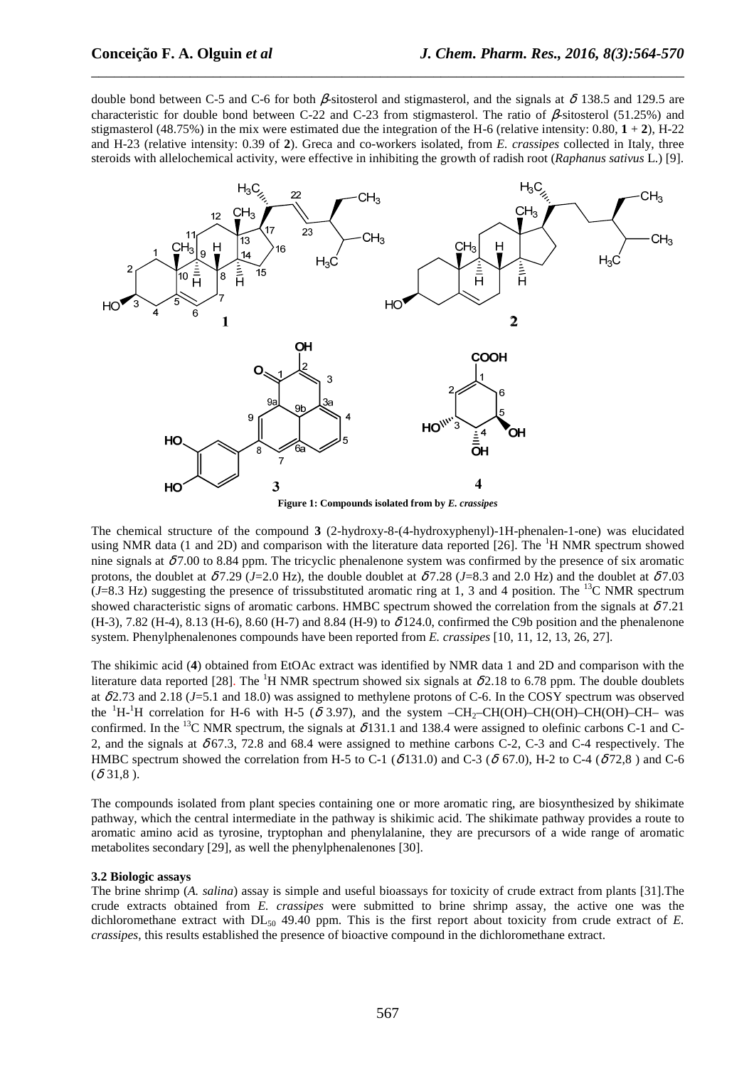double bond between C-5 and C-6 for both *β*-sitosterol and stigmasterol, and the signals at *δ* 138.5 and 129.5 are characteristic for double bond between C-22 and C-23 from stigmasterol. The ratio of *β*-sitosterol (51.25%) and stigmasterol (48.75%) in the mix were estimated due the integration of the H-6 (relative intensity: 0.80, **1** + **2**), H-22 and H-23 (relative intensity: 0.39 of **2**). Greca and co-workers isolated, from *E. crassipes* collected in Italy, three steroids with allelochemical activity, were effective in inhibiting the growth of radish root (*Raphanus sativus* L.) [9].

**Figure 1: Compounds isolated from by *E. crassipes***

The chemical structure of the compound **3** (2-hydroxy-8-(4-hydroxyphenyl)-1H-phenalen-1-one) was elucidated using NMR data (1 and 2D) and comparison with the literature data reported [26]. The $^{1}$H NMR spectrum showed nine signals at *δ* 7.00 to 8.84 ppm. The tricyclic phenalenone system was confirmed by the presence of six aromatic protons, the doublet at *δ* 7.29 (*J*=2.0 Hz), the double doublet at *δ* 7.28 (*J*=8.3 and 2.0 Hz) and the doublet at *δ* 7.03 (*J*=8.3 Hz) suggesting the presence of trissubstituted aromatic ring at 1, 3 and 4 position. The $^{13}$C NMR spectrum showed characteristic signs of aromatic carbons. HMBC spectrum showed the correlation from the signals at *δ* 7.21 (H-3), 7.82 (H-4), 8.13 (H-6), 8.60 (H-7) and 8.84 (H-9) to *δ* 124.0, confirmed the C9b position and the phenalenone system. Phenylphenalenones compounds have been reported from *E. crassipes* [10, 11, 12, 13, 26, 27].

The shikimic acid (**4**) obtained from EtOAc extract was identified by NMR data 1 and 2D and comparison with the literature data reported [28]. The $^{1}$H NMR spectrum showed six signals at *δ* 2.18 to 6.78 ppm. The double doublets at *δ* 2.73 and 2.18 (*J*=5.1 and 18.0) was assigned to methylene protons of C-6. In the COSY spectrum was observed the $^{1}$H-$^{1}$H correlation for H-6 with H-5 (*δ* 3.97), and the system –CH$_2$–CH(OH)–CH(OH)–CH(OH)–CH– was confirmed. In the $^{13}$C NMR spectrum, the signals at *δ* 131.1 and 138.4 were assigned to olefinic carbons C-1 and C-2, and the signals at *δ* 67.3, 72.8 and 68.4 were assigned to methine carbons C-2, C-3 and C-4 respectively. The HMBC spectrum showed the correlation from H-5 to C-1 (*δ* 131.0) and C-3 (*δ* 67.0), H-2 to C-4 (*δ* 72,8 ) and C-6 (*δ* 31,8 ).

The compounds isolated from plant species containing one or more aromatic ring, are biosynthesized by shikimate pathway, which the central intermediate in the pathway is shikimic acid. The shikimate pathway provides a route to aromatic amino acid as tyrosine, tryptophan and phenylalanine, they are precursors of a wide range of aromatic metabolites secondary [29], as well the phenylphenalenones [30].

### 3.2 Biologic assays

The brine shrimp (*A. salina*) assay is simple and useful bioassays for toxicity of crude extract from plants [31].The crude extracts obtained from *E. crassipes* were submitted to brine shrimp assay, the active one was the dichloromethane extract with DL$_{50}$ 49.40 ppm. This is the first report about toxicity from crude extract of *E. crassipes*, this results established the presence of bioactive compound in the dichloromethane extract.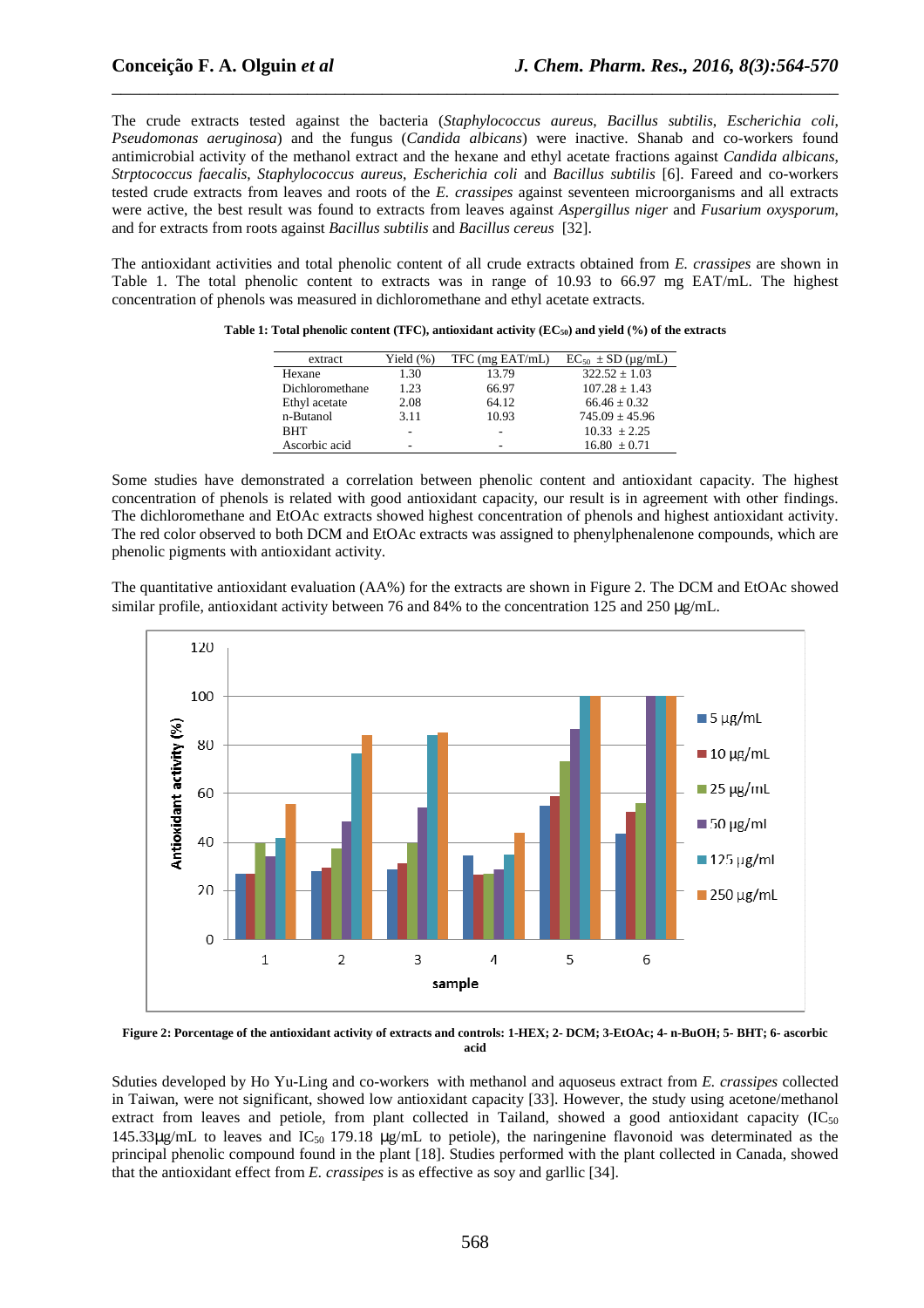The crude extracts tested against the bacteria (*Staphylococcus aureus*, *Bacillus subtilis*, *Escherichia coli*, *Pseudomonas aeruginosa*) and the fungus (*Candida albicans*) were inactive. Shanab and co-workers found antimicrobial activity of the methanol extract and the hexane and ethyl acetate fractions against *Candida albicans*, *Strptococcus faecalis*, *Staphylococcus aureus*, *Escherichia coli* and *Bacillus subtilis* [6]. Fareed and co-workers tested crude extracts from leaves and roots of the *E. crassipes* against seventeen microorganisms and all extracts were active, the best result was found to extracts from leaves against *Aspergillus niger* and *Fusarium oxysporum*, and for extracts from roots against *Bacillus subtilis* and *Bacillus cereus* [32].

The antioxidant activities and total phenolic content of all crude extracts obtained from *E. crassipes* are shown in Table 1. The total phenolic content to extracts was in range of 10.93 to 66.97 mg EAT/mL. The highest concentration of phenols was measured in dichloromethane and ethyl acetate extracts.

**Table 1: Total phenolic content (TFC), antioxidant activity ($EC_{50}$) and yield (%) of the extracts**

| extract | Yield (%) | TFC (mg EAT/mL) | $EC_{50}$ ± SD (μg/mL) |
|---|---|---|---|
| Hexane | 1.30 | 13.79 | 322.52 ± 1.03 |
| Dichloromethane | 1.23 | 66.97 | 107.28 ± 1.43 |
| Ethyl acetate | 2.08 | 64.12 | 66.46 ± 0.32 |
| n-Butanol | 3.11 | 10.93 | 745.09 ± 45.96 |
| BHT | - | - | 10.33 ± 2.25 |
| Ascorbic acid | - | - | 16.80 ± 0.71 |

Some studies have demonstrated a correlation between phenolic content and antioxidant capacity. The highest concentration of phenols is related with good antioxidant capacity, our result is in agreement with other findings. The dichloromethane and EtOAc extracts showed highest concentration of phenols and highest antioxidant activity. The red color observed to both DCM and EtOAc extracts was assigned to phenylphenalenone compounds, which are phenolic pigments with antioxidant activity.

The quantitative antioxidant evaluation (AA%) for the extracts are shown in Figure 2. The DCM and EtOAc showed similar profile, antioxidant activity between 76 and 84% to the concentration 125 and 250 μg/mL.

**Figure 2: Porcentage of the antioxidant activity of extracts and controls: 1-HEX; 2- DCM; 3-EtOAc; 4- n-BuOH; 5- BHT; 6- ascorbic acid**

Sduties developed by Ho Yu-Ling and co-workers with methanol and aquoseus extract from *E. crassipes* collected in Taiwan, were not significant, showed low antioxidant capacity [33]. However, the study using acetone/methanol extract from leaves and petiole, from plant collected in Tailand, showed a good antioxidant capacity ($IC_{50}$ 145.33μg/mL to leaves and $IC_{50}$ 179.18 μg/mL to petiole), the naringenine flavonoid was determinated as the principal phenolic compound found in the plant [18]. Studies performed with the plant collected in Canada, showed that the antioxidant effect from *E. crassipes* is as effective as soy and garllic [34].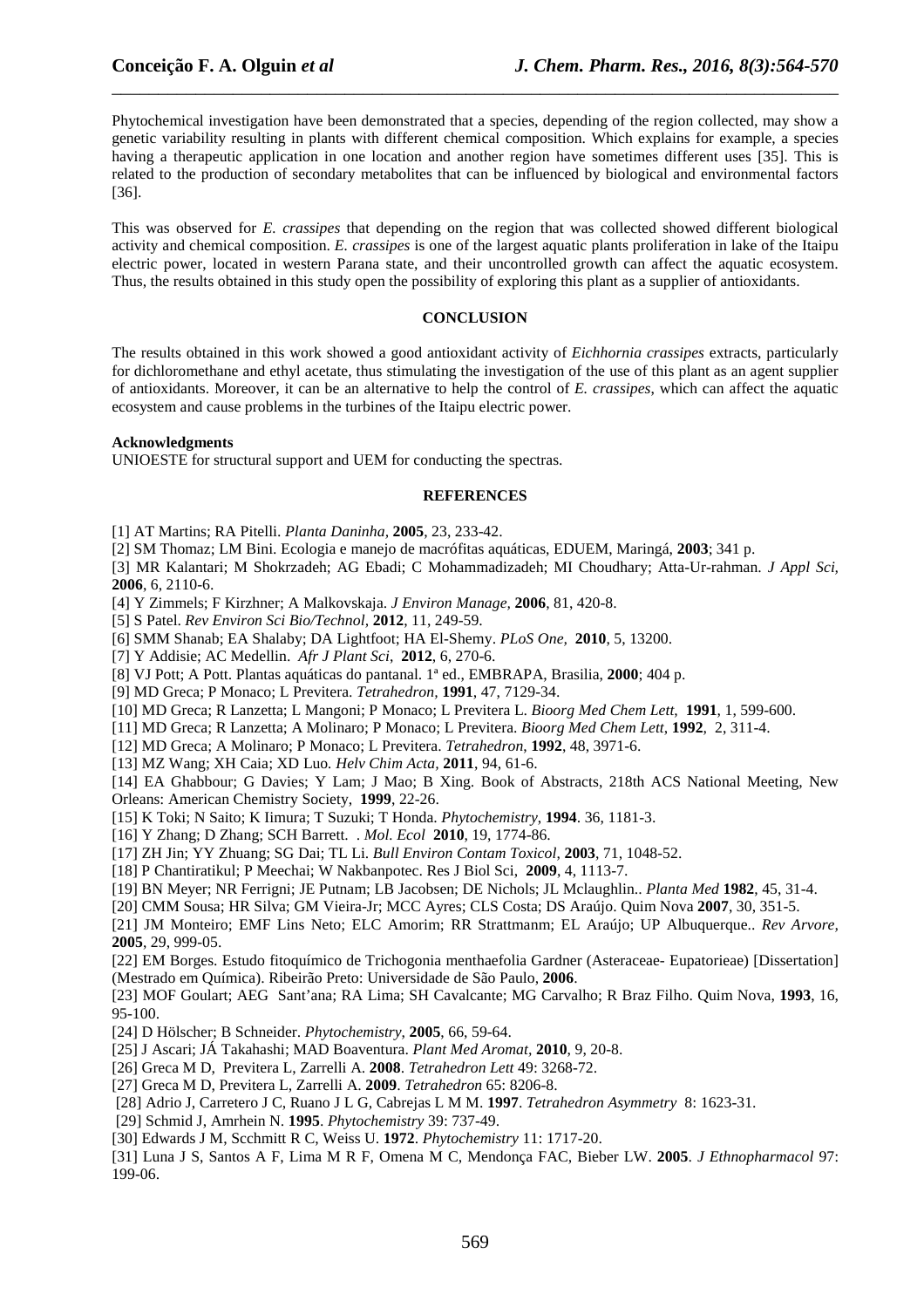Phytochemical investigation have been demonstrated that a species, depending of the region collected, may show a genetic variability resulting in plants with different chemical composition. Which explains for example, a species having a therapeutic application in one location and another region have sometimes different uses [35]. This is related to the production of secondary metabolites that can be influenced by biological and environmental factors [36].

This was observed for *E. crassipes* that depending on the region that was collected showed different biological activity and chemical composition. *E. crassipes* is one of the largest aquatic plants proliferation in lake of the Itaipu electric power, located in western Parana state, and their uncontrolled growth can affect the aquatic ecosystem. Thus, the results obtained in this study open the possibility of exploring this plant as a supplier of antioxidants.

## CONCLUSION

The results obtained in this work showed a good antioxidant activity of *Eichhornia crassipes* extracts, particularly for dichloromethane and ethyl acetate, thus stimulating the investigation of the use of this plant as an agent supplier of antioxidants. Moreover, it can be an alternative to help the control of *E. crassipes*, which can affect the aquatic ecosystem and cause problems in the turbines of the Itaipu electric power.

**Acknowledgments**

UNIOESTE for structural support and UEM for conducting the spectras.

## REFERENCES

[1] AT Martins; RA Pitelli. *Planta Daninha*, **2005**, 23, 233-42.

[2] SM Thomaz; LM Bini. Ecologia e manejo de macrófitas aquáticas, EDUEM, Maringá, **2003**; 341 p.

[3] MR Kalantari; M Shokrzadeh; AG Ebadi; C Mohammadizadeh; MI Choudhary; Atta-Ur-rahman. *J Appl Sci*, **2006**, 6, 2110-6.

[4] Y Zimmels; F Kirzhner; A Malkovskaja. *J Environ Manage,* **2006**, 81, 420-8.

[5] S Patel. *Rev Environ Sci Bio/Technol*, **2012**, 11, 249-59.

[6] SMM Shanab; EA Shalaby; DA Lightfoot; HA El-Shemy. *PLoS One,* **2010**, 5, 13200.

[7] Y Addisie; AC Medellin. *Afr J Plant Sci*, **2012**, 6, 270-6.

[8] VJ Pott; A Pott. Plantas aquáticas do pantanal. 1ª ed., EMBRAPA, Brasilia, **2000**; 404 p.

[9] MD Greca; P Monaco; L Previtera. *Tetrahedron*, **1991**, 47, 7129-34.

[10] MD Greca; R Lanzetta; L Mangoni; P Monaco; L Previtera L. *Bioorg Med Chem Lett*, **1991**, 1, 599-600.

[11] MD Greca; R Lanzetta; A Molinaro; P Monaco; L Previtera. *Bioorg Med Chem Lett*, **1992**, 2, 311-4.

[12] MD Greca; A Molinaro; P Monaco; L Previtera. *Tetrahedron*, **1992**, 48, 3971-6.

[13] MZ Wang; XH Caia; XD Luo. *Helv Chim Acta*, **2011**, 94, 61-6.

[14] EA Ghabbour; G Davies; Y Lam; J Mao; B Xing. Book of Abstracts, 218th ACS National Meeting, New Orleans: American Chemistry Society, **1999**, 22-26.

[15] K Toki; N Saito; K Iimura; T Suzuki; T Honda. *Phytochemistry*, **1994**. 36, 1181-3.

[16] Y Zhang; D Zhang; SCH Barrett. . *Mol. Ecol* **2010**, 19, 1774-86.

[17] ZH Jin; YY Zhuang; SG Dai; TL Li. *Bull Environ Contam Toxicol*, **2003**, 71, 1048-52.

[18] P Chantiratikul; P Meechai; W Nakbanpotec. Res J Biol Sci, **2009**, 4, 1113-7.

[19] BN Meyer; NR Ferrigni; JE Putnam; LB Jacobsen; DE Nichols; JL Mclaughlin.. *Planta Med* **1982**, 45, 31-4.

[20] CMM Sousa; HR Silva; GM Vieira-Jr; MCC Ayres; CLS Costa; DS Araújo. Quim Nova **2007**, 30, 351-5.

[21] JM Monteiro; EMF Lins Neto; ELC Amorim; RR Strattmanm; EL Araújo; UP Albuquerque.. *Rev Arvore,* **2005**, 29, 999-05.

[22] EM Borges. Estudo fitoquímico de Trichogonia menthaefolia Gardner (Asteraceae- Eupatorieae) [Dissertation] (Mestrado em Química). Ribeirão Preto: Universidade de São Paulo, **2006**.

[23] MOF Goulart; AEG Sant'ana; RA Lima; SH Cavalcante; MG Carvalho; R Braz Filho. Quim Nova, **1993**, 16, 95-100.

[24] D Hölscher; B Schneider. *Phytochemistry*, **2005**, 66, 59-64.

[25] J Ascari; JÁ Takahashi; MAD Boaventura. *Plant Med Aromat*, **2010**, 9, 20-8.

[26] Greca M D, Previtera L, Zarrelli A. **2008**. *Tetrahedron Lett* 49: 3268-72.

[27] Greca M D, Previtera L, Zarrelli A. **2009**. *Tetrahedron* 65: 8206-8.

[28] Adrio J, Carretero J C, Ruano J L G, Cabrejas L M M. **1997**. *Tetrahedron Asymmetry* 8: 1623-31.

[29] Schmid J, Amrhein N. **1995**. *Phytochemistry* 39: 737-49.

[30] Edwards J M, Scchmitt R C, Weiss U. **1972**. *Phytochemistry* 11: 1717-20.

[31] Luna J S, Santos A F, Lima M R F, Omena M C, Mendonça FAC, Bieber LW. **2005**. *J Ethnopharmacol* 97: 199-06.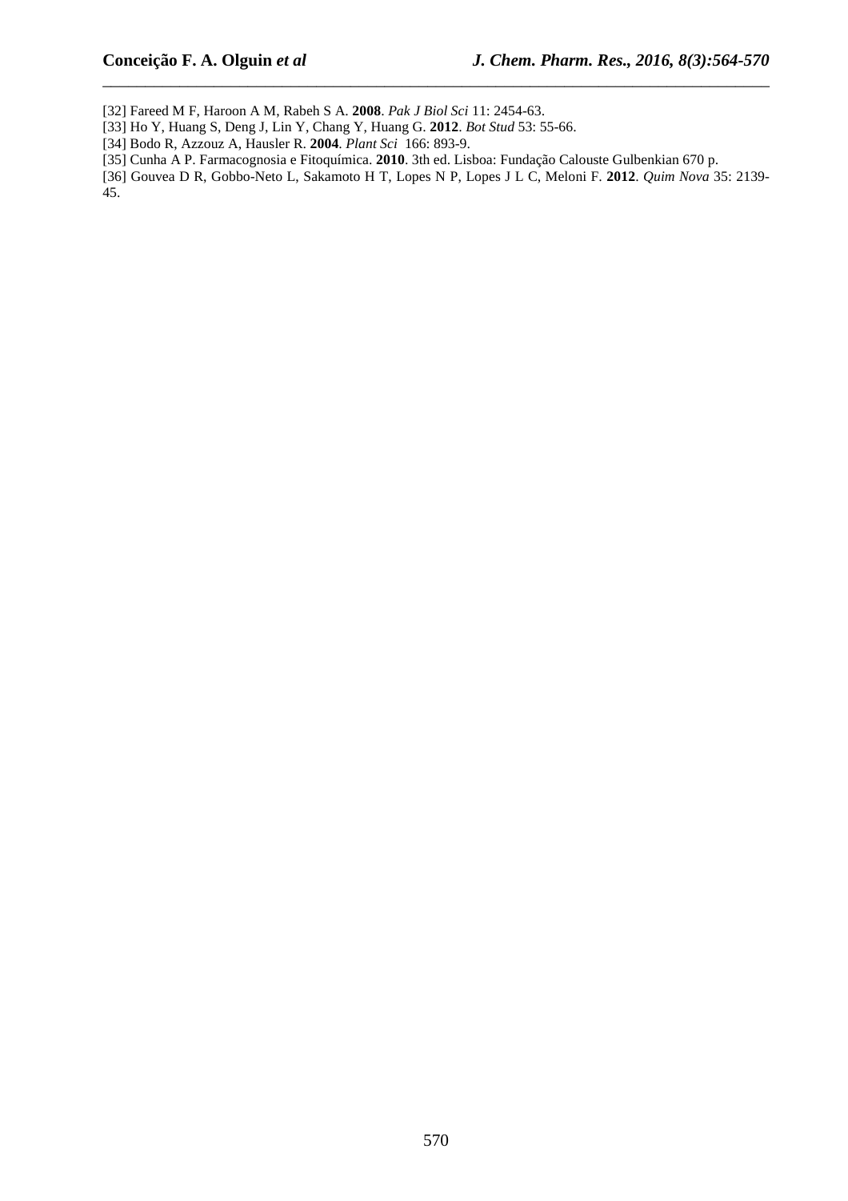[32] Fareed M F, Haroon A M, Rabeh S A. **2008**. *Pak J Biol Sci* 11: 2454-63.

[33] Ho Y, Huang S, Deng J, Lin Y, Chang Y, Huang G. **2012**. *Bot Stud* 53: 55-66.

[34] Bodo R, Azzouz A, Hausler R. **2004**. *Plant Sci* 166: 893-9.

[35] Cunha A P. Farmacognosia e Fitoquímica. **2010**. 3th ed. Lisboa: Fundação Calouste Gulbenkian 670 p.

[36] Gouvea D R, Gobbo-Neto L, Sakamoto H T, Lopes N P, Lopes J L C, Meloni F. **2012**. *Quim Nova* 35: 2139-45.